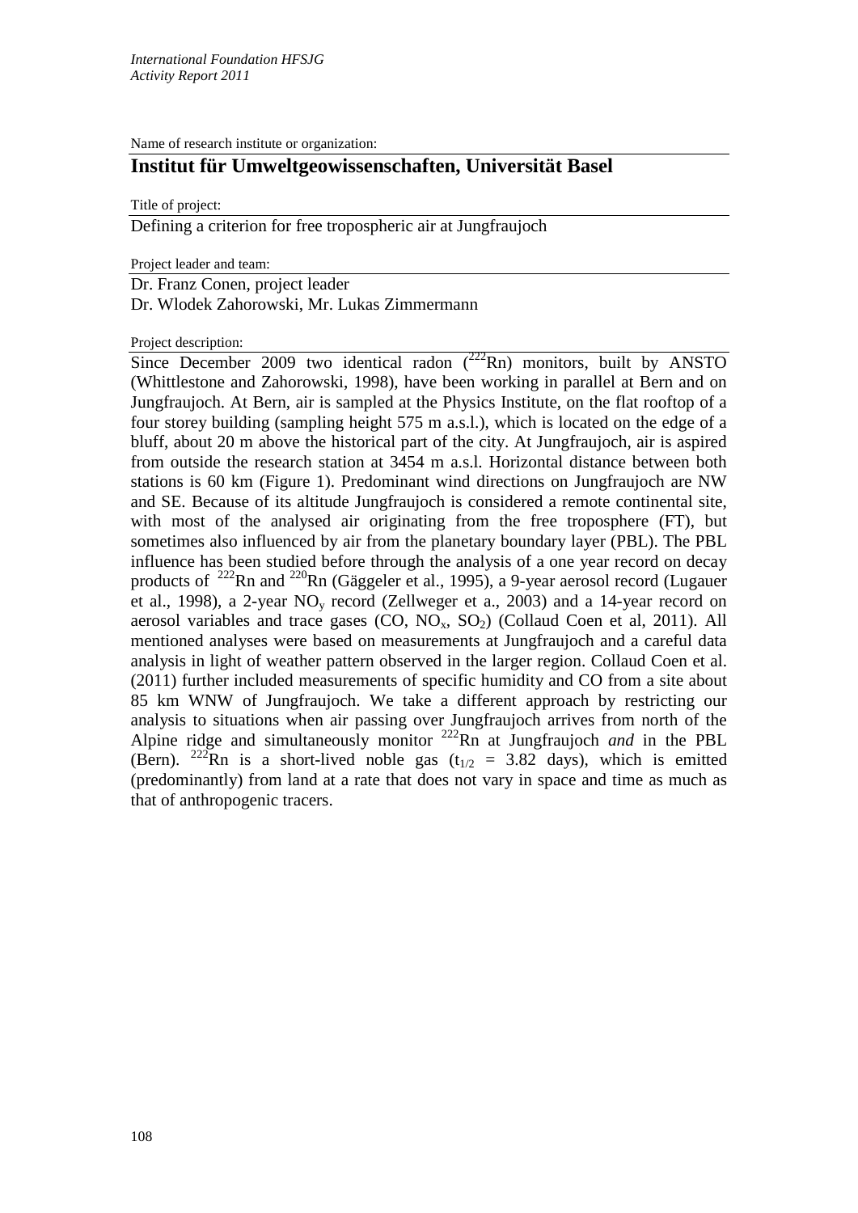Name of research institute or organization:

## Institut für Umweltgeowissenschaften, Universität Basel

Title of project:

Defining a criterion for free tropospheric air at Jungfraujoch

Project leader and team:

Dr. Franz Conen, project leader
Dr. Wlodek Zahorowski, Mr. Lukas Zimmermann

Project description:

Since December 2009 two identical radon ($^{222}Rn$) monitors, built by ANSTO (Whittlestone and Zahorowski, 1998), have been working in parallel at Bern and on Jungfraujoch. At Bern, air is sampled at the Physics Institute, on the flat rooftop of a four storey building (sampling height 575 m a.s.l.), which is located on the edge of a bluff, about 20 m above the historical part of the city. At Jungfraujoch, air is aspired from outside the research station at 3454 m a.s.l. Horizontal distance between both stations is 60 km (Figure 1). Predominant wind directions on Jungfraujoch are NW and SE. Because of its altitude Jungfraujoch is considered a remote continental site, with most of the analysed air originating from the free troposphere (FT), but sometimes also influenced by air from the planetary boundary layer (PBL). The PBL influence has been studied before through the analysis of a one year record on decay products of $^{222}Rn$ and $^{220}Rn$ (Gäggeler et al., 1995), a 9-year aerosol record (Lugauer et al., 1998), a 2-year $NO_y$ record (Zellweger et a., 2003) and a 14-year record on aerosol variables and trace gases (CO, $NO_x$, $SO_2$) (Collaud Coen et al, 2011). All mentioned analyses were based on measurements at Jungfraujoch and a careful data analysis in light of weather pattern observed in the larger region. Collaud Coen et al. (2011) further included measurements of specific humidity and CO from a site about 85 km WNW of Jungfraujoch. We take a different approach by restricting our analysis to situations when air passing over Jungfraujoch arrives from north of the Alpine ridge and simultaneously monitor $^{222}Rn$ at Jungfraujoch *and* in the PBL (Bern). $^{222}Rn$ is a short-lived noble gas ($t_{1/2}$ = 3.82 days), which is emitted (predominantly) from land at a rate that does not vary in space and time as much as that of anthropogenic tracers.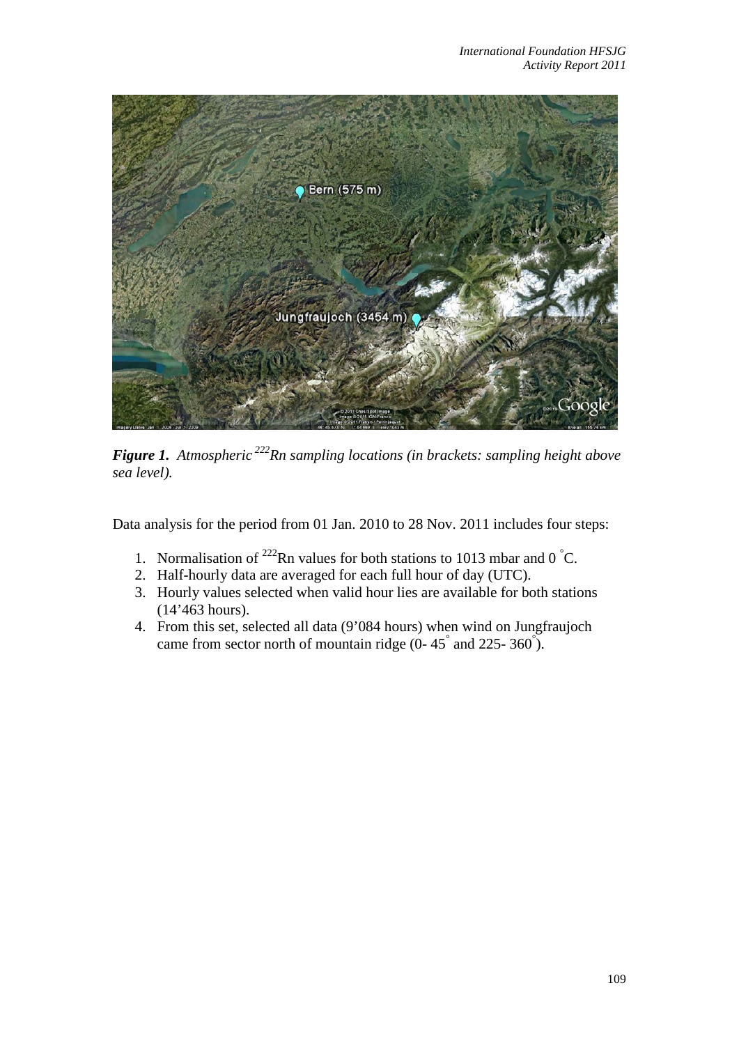***Figure 1.*** *Atmospheric $^{222}$Rn sampling locations (in brackets: sampling height above sea level).*

Data analysis for the period from 01 Jan. 2010 to 28 Nov. 2011 includes four steps:

1. Normalisation of $^{222}$Rn values for both stations to 1013 mbar and 0 $^{\circ}$C.
2. Half-hourly data are averaged for each full hour of day (UTC).
3. Hourly values selected when valid hour lies are available for both stations (14'463 hours).
4. From this set, selected all data (9'084 hours) when wind on Jungfraujoch came from sector north of mountain ridge (0- 45$^{\circ}$ and 225- 360$^{\circ}$).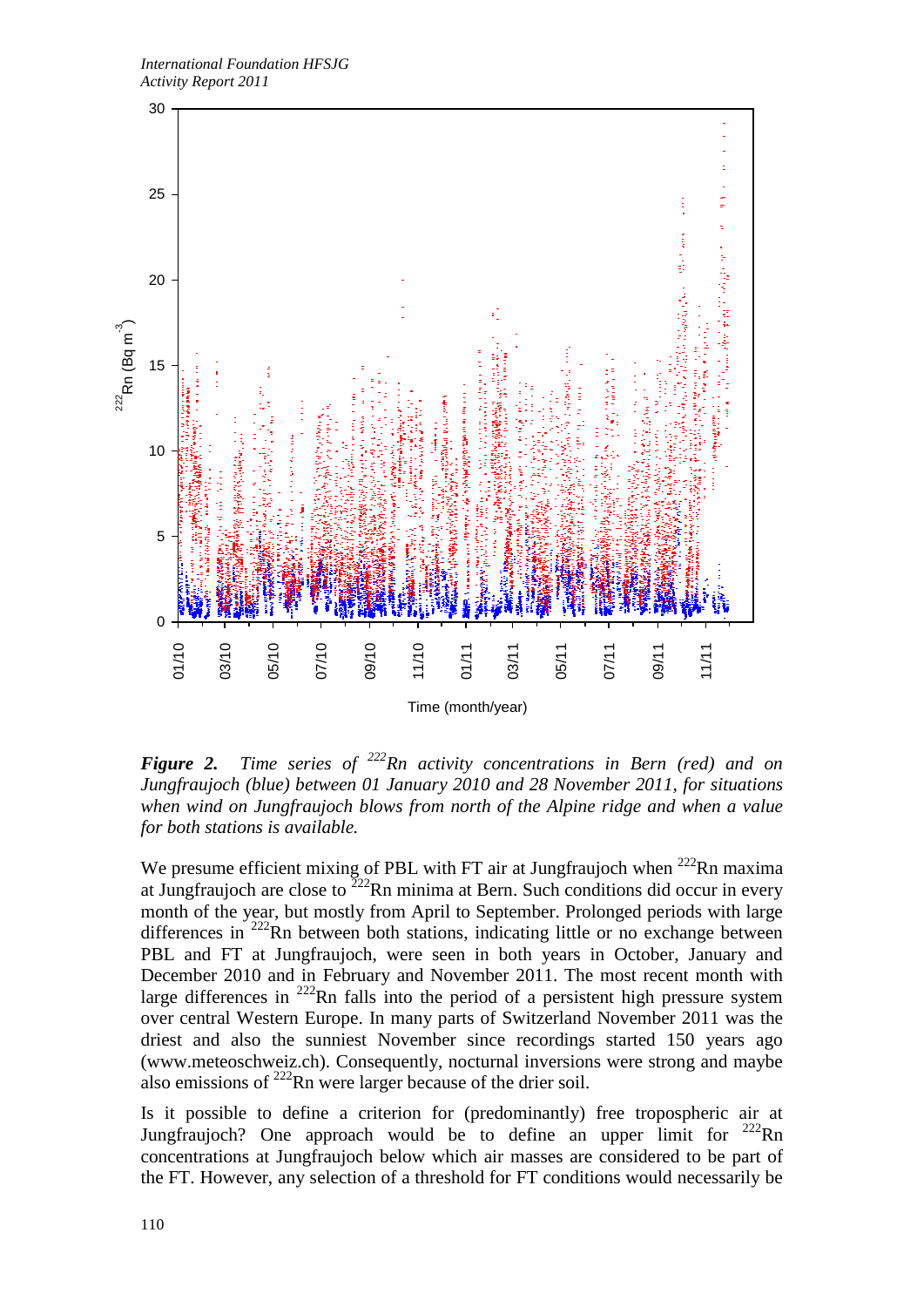**Figure 2.** *Time series of $^{222}$Rn activity concentrations in Bern (red) and on Jungfraujoch (blue) between 01 January 2010 and 28 November 2011, for situations when wind on Jungfraujoch blows from north of the Alpine ridge and when a value for both stations is available.*

We presume efficient mixing of PBL with FT air at Jungfraujoch when $^{222}$Rn maxima at Jungfraujoch are close to $^{222}$Rn minima at Bern. Such conditions did occur in every month of the year, but mostly from April to September. Prolonged periods with large differences in $^{222}$Rn between both stations, indicating little or no exchange between PBL and FT at Jungfraujoch, were seen in both years in October, January and December 2010 and in February and November 2011. The most recent month with large differences in $^{222}$Rn falls into the period of a persistent high pressure system over central Western Europe. In many parts of Switzerland November 2011 was the driest and also the sunniest November since recordings started 150 years ago (www.meteoschweiz.ch). Consequently, nocturnal inversions were strong and maybe also emissions of $^{222}$Rn were larger because of the drier soil.

Is it possible to define a criterion for (predominantly) free tropospheric air at Jungfraujoch? One approach would be to define an upper limit for $^{222}$Rn concentrations at Jungfraujoch below which air masses are considered to be part of the FT. However, any selection of a threshold for FT conditions would necessarily be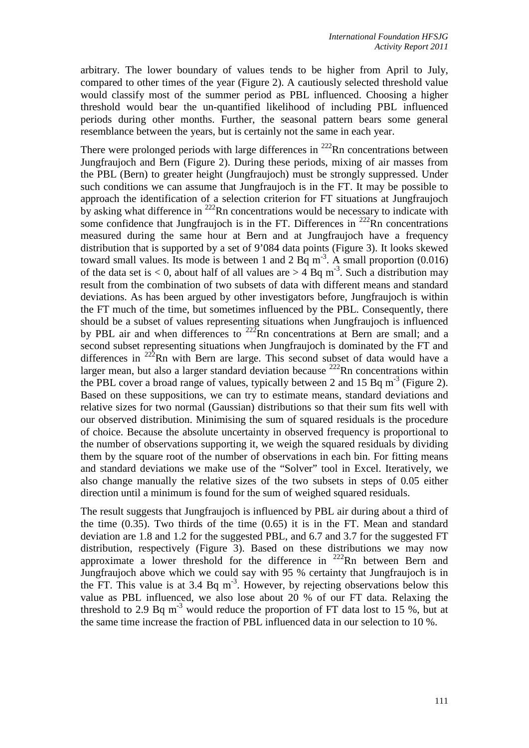arbitrary. The lower boundary of values tends to be higher from April to July, compared to other times of the year (Figure 2). A cautiously selected threshold value would classify most of the summer period as PBL influenced. Choosing a higher threshold would bear the un-quantified likelihood of including PBL influenced periods during other months. Further, the seasonal pattern bears some general resemblance between the years, but is certainly not the same in each year.

There were prolonged periods with large differences in $^{222}$Rn concentrations between Jungfraujoch and Bern (Figure 2). During these periods, mixing of air masses from the PBL (Bern) to greater height (Jungfraujoch) must be strongly suppressed. Under such conditions we can assume that Jungfraujoch is in the FT. It may be possible to approach the identification of a selection criterion for FT situations at Jungfraujoch by asking what difference in $^{222}$Rn concentrations would be necessary to indicate with some confidence that Jungfraujoch is in the FT. Differences in $^{222}$Rn concentrations measured during the same hour at Bern and at Jungfraujoch have a frequency distribution that is supported by a set of 9'084 data points (Figure 3). It looks skewed toward small values. Its mode is between 1 and 2 Bq m$^{-3}$. A small proportion (0.016) of the data set is < 0, about half of all values are > 4 Bq m$^{-3}$. Such a distribution may result from the combination of two subsets of data with different means and standard deviations. As has been argued by other investigators before, Jungfraujoch is within the FT much of the time, but sometimes influenced by the PBL. Consequently, there should be a subset of values representing situations when Jungfraujoch is influenced by PBL air and when differences to $^{222}$Rn concentrations at Bern are small; and a second subset representing situations when Jungfraujoch is dominated by the FT and differences in $^{222}$Rn with Bern are large. This second subset of data would have a larger mean, but also a larger standard deviation because $^{222}$Rn concentrations within the PBL cover a broad range of values, typically between 2 and 15 Bq m$^{-3}$ (Figure 2). Based on these suppositions, we can try to estimate means, standard deviations and relative sizes for two normal (Gaussian) distributions so that their sum fits well with our observed distribution. Minimising the sum of squared residuals is the procedure of choice. Because the absolute uncertainty in observed frequency is proportional to the number of observations supporting it, we weigh the squared residuals by dividing them by the square root of the number of observations in each bin. For fitting means and standard deviations we make use of the "Solver" tool in Excel. Iteratively, we also change manually the relative sizes of the two subsets in steps of 0.05 either direction until a minimum is found for the sum of weighed squared residuals.

The result suggests that Jungfraujoch is influenced by PBL air during about a third of the time (0.35). Two thirds of the time (0.65) it is in the FT. Mean and standard deviation are 1.8 and 1.2 for the suggested PBL, and 6.7 and 3.7 for the suggested FT distribution, respectively (Figure 3). Based on these distributions we may now approximate a lower threshold for the difference in $^{222}$Rn between Bern and Jungfraujoch above which we could say with 95 % certainty that Jungfraujoch is in the FT. This value is at 3.4 Bq m$^{-3}$. However, by rejecting observations below this value as PBL influenced, we also lose about 20 % of our FT data. Relaxing the threshold to 2.9 Bq m$^{-3}$ would reduce the proportion of FT data lost to 15 %, but at the same time increase the fraction of PBL influenced data in our selection to 10 %.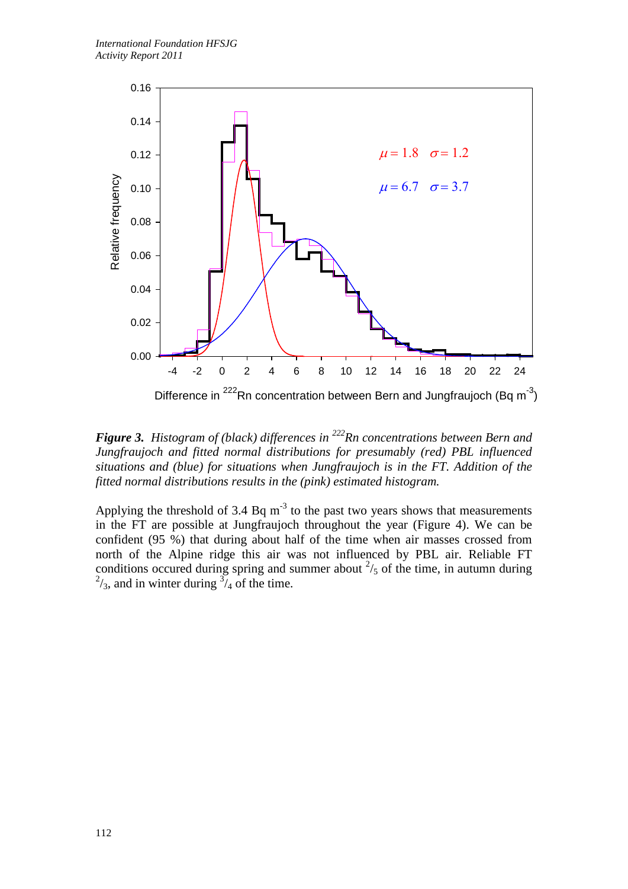***Figure 3.*** *Histogram of (black) differences in* $^{222}$*Rn concentrations between Bern and Jungfraujoch and fitted normal distributions for presumably (red) PBL influenced situations and (blue) for situations when Jungfraujoch is in the FT. Addition of the fitted normal distributions results in the (pink) estimated histogram.*

Applying the threshold of 3.4 Bq m$^{-3}$ to the past two years shows that measurements in the FT are possible at Jungfraujoch throughout the year (Figure 4). We can be confident (95 %) that during about half of the time when air masses crossed from north of the Alpine ridge this air was not influenced by PBL air. Reliable FT conditions occured during spring and summer about $^{2}/_{5}$ of the time, in autumn during $^{2}/_{3}$, and in winter during $^{3}/_{4}$ of the time.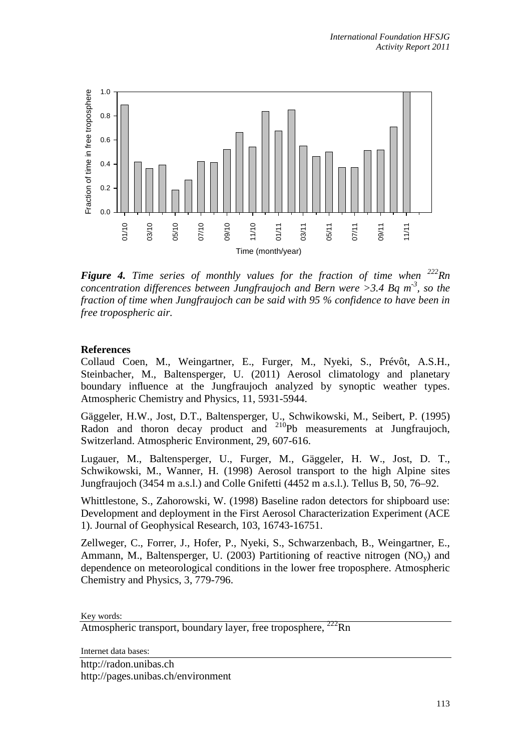*Figure 4. Time series of monthly values for the fraction of time when $^{222}Rn$ concentration differences between Jungfraujoch and Bern were >3.4 Bq $m^{-3}$, so the fraction of time when Jungfraujoch can be said with 95 % confidence to have been in free tropospheric air.*

### References

Collaud Coen, M., Weingartner, E., Furger, M., Nyeki, S., Prévôt, A.S.H., Steinbacher, M., Baltensperger, U. (2011) Aerosol climatology and planetary boundary influence at the Jungfraujoch analyzed by synoptic weather types. Atmospheric Chemistry and Physics, 11, 5931-5944.

Gäggeler, H.W., Jost, D.T., Baltensperger, U., Schwikowski, M., Seibert, P. (1995) Radon and thoron decay product and $^{210}$Pb measurements at Jungfraujoch, Switzerland. Atmospheric Environment, 29, 607-616.

Lugauer, M., Baltensperger, U., Furger, M., Gäggeler, H. W., Jost, D. T., Schwikowski, M., Wanner, H. (1998) Aerosol transport to the high Alpine sites Jungfraujoch (3454 m a.s.l.) and Colle Gnifetti (4452 m a.s.l.). Tellus B, 50, 76–92.

Whittlestone, S., Zahorowski, W. (1998) Baseline radon detectors for shipboard use: Development and deployment in the First Aerosol Characterization Experiment (ACE 1). Journal of Geophysical Research, 103, 16743-16751.

Zellweger, C., Forrer, J., Hofer, P., Nyeki, S., Schwarzenbach, B., Weingartner, E., Ammann, M., Baltensperger, U. (2003) Partitioning of reactive nitrogen ($NO_y$) and dependence on meteorological conditions in the lower free troposphere. Atmospheric Chemistry and Physics, 3, 779-796.

Key words:

Atmospheric transport, boundary layer, free troposphere, $^{222}$Rn

Internet data bases:

http://radon.unibas.ch
http://pages.unibas.ch/environment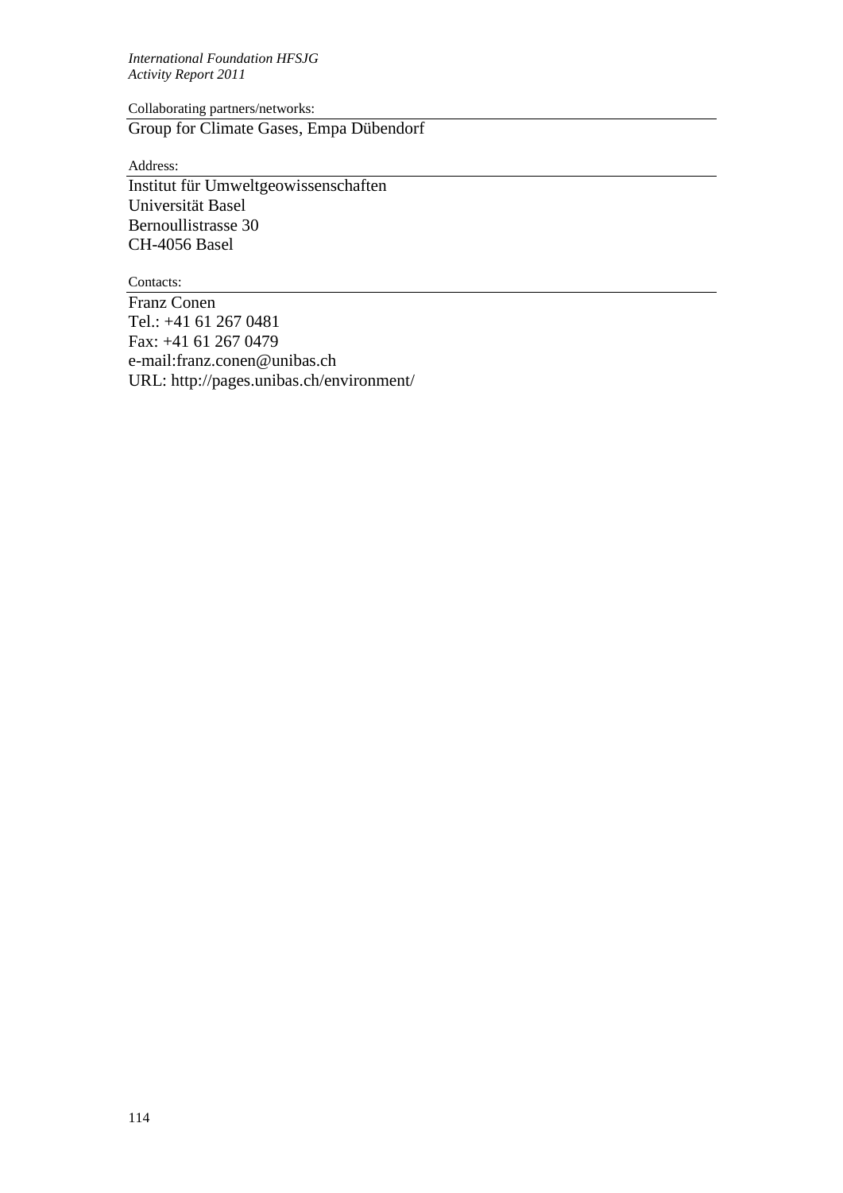Collaborating partners/networks:

Group for Climate Gases, Empa Dübendorf

Address:

Institut für Umweltgeowissenschaften
Universität Basel
Bernoullistrasse 30
CH-4056 Basel

Contacts:

Franz Conen
Tel.: +41 61 267 0481
Fax: +41 61 267 0479
e-mail:franz.conen@unibas.ch
URL: http://pages.unibas.ch/environment/